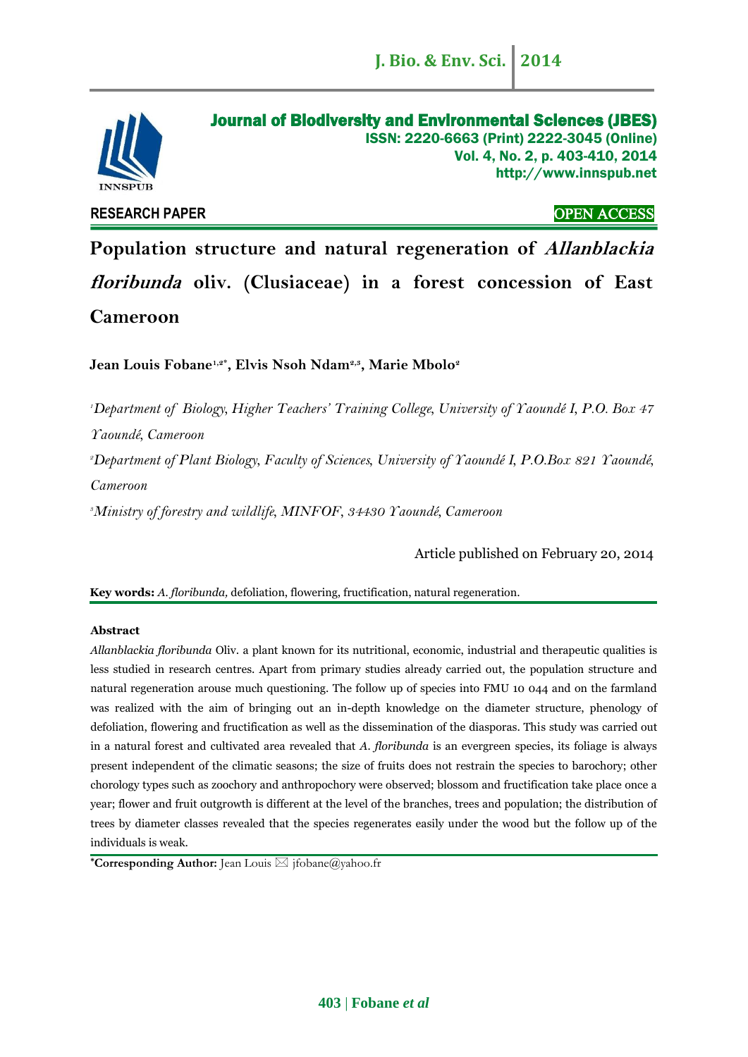Journal of Biodiversity and Environmental Sciences (JBES)
ISSN: 2220-6663 (Print) 2222-3045 (Online)
Vol. 4, No. 2, p. 403-410, 2014
http://www.innspub.net

RESEARCH PAPER

OPEN ACCESS

# Population structure and natural regeneration of *Allanblackia floribunda* oliv. (Clusiaceae) in a forest concession of East Cameroon

**Jean Louis Fobane[1,2*], Elvis Nsoh Ndam[2,3], Marie Mbolo[2]**

[1]*Department of Biology, Higher Teachers' Training College, University of Yaoundé I, P.O. Box 47 Yaoundé, Cameroon*

[2]*Department of Plant Biology, Faculty of Sciences, University of Yaoundé I, P.O.Box 821 Yaoundé, Cameroon*

[3]*Ministry of forestry and wildlife, MINFOF, 34430 Yaoundé, Cameroon*

Article published on February 20, 2014

**Key words:** *A. floribunda,* defoliation, flowering, fructification, natural regeneration.

## Abstract

*Allanblackia floribunda* Oliv. a plant known for its nutritional, economic, industrial and therapeutic qualities is less studied in research centres. Apart from primary studies already carried out, the population structure and natural regeneration arouse much questioning. The follow up of species into FMU 10 044 and on the farmland was realized with the aim of bringing out an in-depth knowledge on the diameter structure, phenology of defoliation, flowering and fructification as well as the dissemination of the diasporas. This study was carried out in a natural forest and cultivated area revealed that *A. floribunda* is an evergreen species, its foliage is always present independent of the climatic seasons; the size of fruits does not restrain the species to barochory; other chorology types such as zoochory and anthropochory were observed; blossom and fructification take place once a year; flower and fruit outgrowth is different at the level of the branches, trees and population; the distribution of trees by diameter classes revealed that the species regenerates easily under the wood but the follow up of the individuals is weak.

**\*Corresponding Author:** Jean Louis ✉ jfobane@yahoo.fr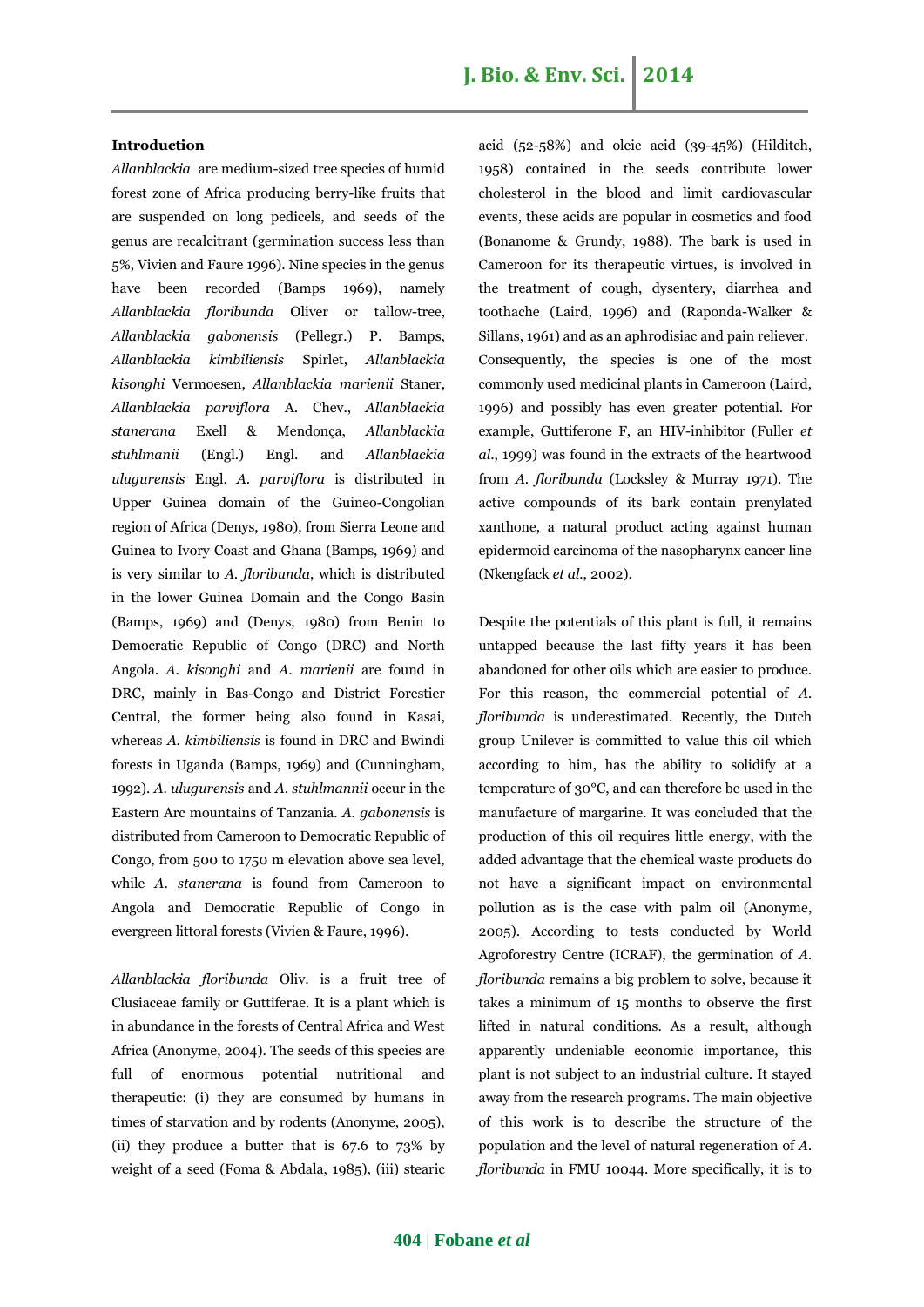**Introduction**

*Allanblackia* are medium-sized tree species of humid forest zone of Africa producing berry-like fruits that are suspended on long pedicels, and seeds of the genus are recalcitrant (germination success less than 5%, Vivien and Faure 1996). Nine species in the genus have been recorded (Bamps 1969), namely *Allanblackia floribunda* Oliver or tallow-tree, *Allanblackia gabonensis* (Pellegr.) P. Bamps, *Allanblackia kimbiliensis* Spirlet, *Allanblackia kisonghi* Vermoesen, *Allanblackia marienii* Staner, *Allanblackia parviflora* A. Chev., *Allanblackia stanerana* Exell & Mendonça, *Allanblackia stuhlmanii* (Engl.) Engl. and *Allanblackia ulugurensis* Engl. *A. parviflora* is distributed in Upper Guinea domain of the Guineo-Congolian region of Africa (Denys, 1980), from Sierra Leone and Guinea to Ivory Coast and Ghana (Bamps, 1969) and is very similar to *A. floribunda*, which is distributed in the lower Guinea Domain and the Congo Basin (Bamps, 1969) and (Denys, 1980) from Benin to Democratic Republic of Congo (DRC) and North Angola. *A. kisonghi* and *A. marienii* are found in DRC, mainly in Bas-Congo and District Forestier Central, the former being also found in Kasai, whereas *A. kimbiliensis* is found in DRC and Bwindi forests in Uganda (Bamps, 1969) and (Cunningham, 1992). *A. ulugurensis* and *A. stuhlmannii* occur in the Eastern Arc mountains of Tanzania. *A. gabonensis* is distributed from Cameroon to Democratic Republic of Congo, from 500 to 1750 m elevation above sea level, while *A. stanerana* is found from Cameroon to Angola and Democratic Republic of Congo in evergreen littoral forests (Vivien & Faure, 1996).

*Allanblackia floribunda* Oliv. is a fruit tree of Clusiaceae family or Guttiferae. It is a plant which is in abundance in the forests of Central Africa and West Africa (Anonyme, 2004). The seeds of this species are full of enormous potential nutritional and therapeutic: (i) they are consumed by humans in times of starvation and by rodents (Anonyme, 2005), (ii) they produce a butter that is 67.6 to 73% by weight of a seed (Foma & Abdala, 1985), (iii) stearic acid (52-58%) and oleic acid (39-45%) (Hilditch, 1958) contained in the seeds contribute lower cholesterol in the blood and limit cardiovascular events, these acids are popular in cosmetics and food (Bonanome & Grundy, 1988). The bark is used in Cameroon for its therapeutic virtues, is involved in the treatment of cough, dysentery, diarrhea and toothache (Laird, 1996) and (Raponda-Walker & Sillans, 1961) and as an aphrodisiac and pain reliever. Consequently, the species is one of the most commonly used medicinal plants in Cameroon (Laird, 1996) and possibly has even greater potential. For example, Guttiferone F, an HIV-inhibitor (Fuller *et al*., 1999) was found in the extracts of the heartwood from *A. floribunda* (Locksley & Murray 1971). The active compounds of its bark contain prenylated xanthone, a natural product acting against human epidermoid carcinoma of the nasopharynx cancer line (Nkengfack *et al*., 2002).

Despite the potentials of this plant is full, it remains untapped because the last fifty years it has been abandoned for other oils which are easier to produce. For this reason, the commercial potential of *A. floribunda* is underestimated. Recently, the Dutch group Unilever is committed to value this oil which according to him, has the ability to solidify at a temperature of 30°C, and can therefore be used in the manufacture of margarine. It was concluded that the production of this oil requires little energy, with the added advantage that the chemical waste products do not have a significant impact on environmental pollution as is the case with palm oil (Anonyme, 2005). According to tests conducted by World Agroforestry Centre (ICRAF), the germination of *A. floribunda* remains a big problem to solve, because it takes a minimum of 15 months to observe the first lifted in natural conditions. As a result, although apparently undeniable economic importance, this plant is not subject to an industrial culture. It stayed away from the research programs. The main objective of this work is to describe the structure of the population and the level of natural regeneration of *A. floribunda* in FMU 10044. More specifically, it is to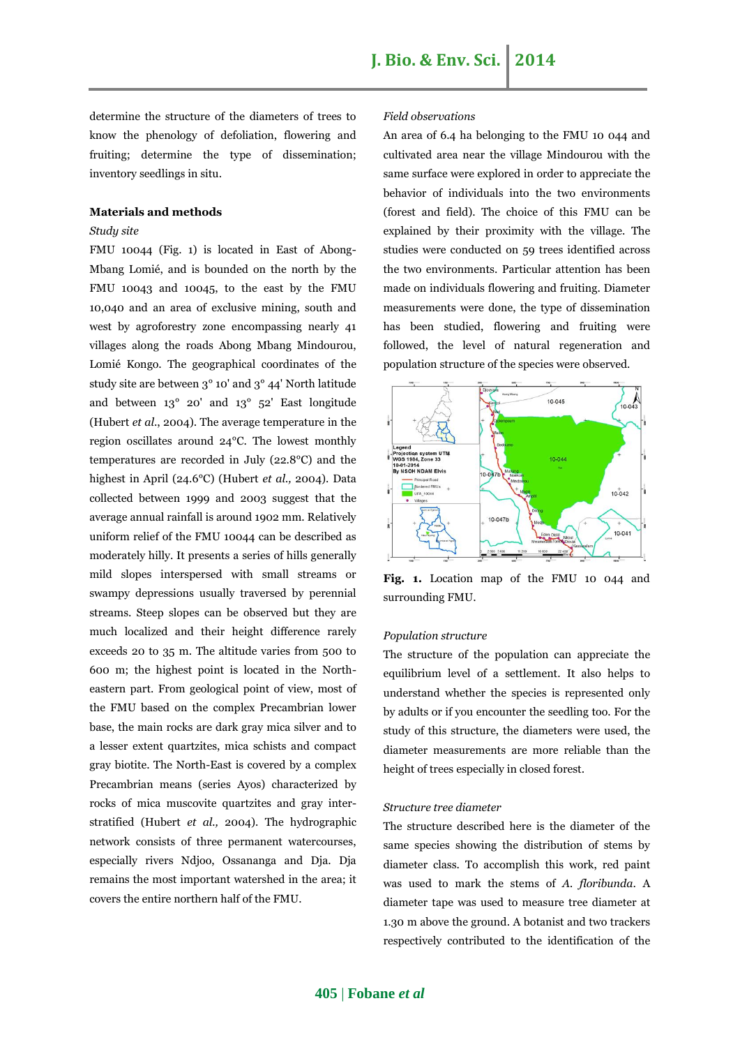determine the structure of the diameters of trees to know the phenology of defoliation, flowering and fruiting; determine the type of dissemination; inventory seedlings in situ.

## Materials and methods

*Study site*

FMU 10044 (Fig. 1) is located in East of Abong-Mbang Lomié, and is bounded on the north by the FMU 10043 and 10045, to the east by the FMU 10,040 and an area of exclusive mining, south and west by agroforestry zone encompassing nearly 41 villages along the roads Abong Mbang Mindourou, Lomié Kongo. The geographical coordinates of the study site are between 3° 10' and 3° 44' North latitude and between 13° 20' and 13° 52' East longitude (Hubert *et al*., 2004). The average temperature in the region oscillates around 24°C. The lowest monthly temperatures are recorded in July (22.8°C) and the highest in April (24.6°C) (Hubert *et al.,* 2004). Data collected between 1999 and 2003 suggest that the average annual rainfall is around 1902 mm. Relatively uniform relief of the FMU 10044 can be described as moderately hilly. It presents a series of hills generally mild slopes interspersed with small streams or swampy depressions usually traversed by perennial streams. Steep slopes can be observed but they are much localized and their height difference rarely exceeds 20 to 35 m. The altitude varies from 500 to 600 m; the highest point is located in the North-eastern part. From geological point of view, most of the FMU based on the complex Precambrian lower base, the main rocks are dark gray mica silver and to a lesser extent quartzites, mica schists and compact gray biotite. The North-East is covered by a complex Precambrian means (series Ayos) characterized by rocks of mica muscovite quartzites and gray inter-stratified (Hubert *et al.,* 2004). The hydrographic network consists of three permanent watercourses, especially rivers Ndjoo, Ossananga and Dja. Dja remains the most important watershed in the area; it covers the entire northern half of the FMU.

*Field observations*

An area of 6.4 ha belonging to the FMU 10 044 and cultivated area near the village Mindourou with the same surface were explored in order to appreciate the behavior of individuals into the two environments (forest and field). The choice of this FMU can be explained by their proximity with the village. The studies were conducted on 59 trees identified across the two environments. Particular attention has been made on individuals flowering and fruiting. Diameter measurements were done, the type of dissemination has been studied, flowering and fruiting were followed, the level of natural regeneration and population structure of the species were observed.

**Fig. 1.** Location map of the FMU 10 044 and surrounding FMU.

*Population structure*

The structure of the population can appreciate the equilibrium level of a settlement. It also helps to understand whether the species is represented only by adults or if you encounter the seedling too. For the study of this structure, the diameters were used, the diameter measurements are more reliable than the height of trees especially in closed forest.

*Structure tree diameter*

The structure described here is the diameter of the same species showing the distribution of stems by diameter class. To accomplish this work, red paint was used to mark the stems of *A. floribunda*. A diameter tape was used to measure tree diameter at 1.30 m above the ground. A botanist and two trackers respectively contributed to the identification of the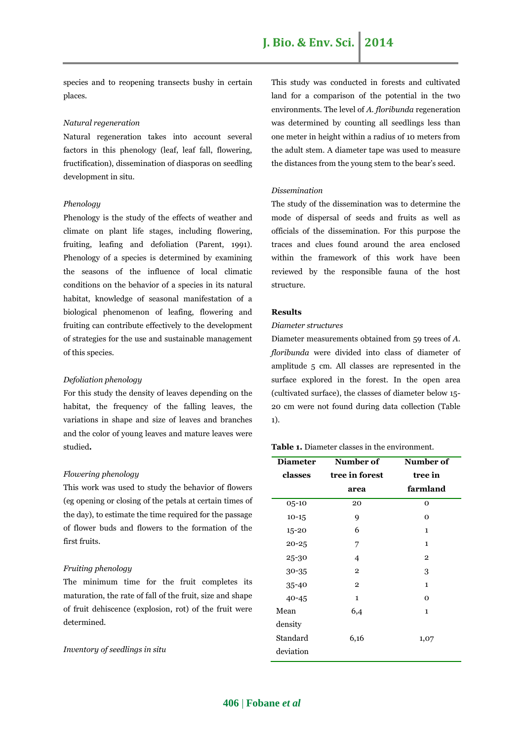species and to reopening transects bushy in certain places.

*Natural regeneration*

Natural regeneration takes into account several factors in this phenology (leaf, leaf fall, flowering, fructification), dissemination of diasporas on seedling development in situ.

*Phenology*

Phenology is the study of the effects of weather and climate on plant life stages, including flowering, fruiting, leafing and defoliation (Parent, 1991). Phenology of a species is determined by examining the seasons of the influence of local climatic conditions on the behavior of a species in its natural habitat, knowledge of seasonal manifestation of a biological phenomenon of leafing, flowering and fruiting can contribute effectively to the development of strategies for the use and sustainable management of this species.

*Defoliation phenology*

For this study the density of leaves depending on the habitat, the frequency of the falling leaves, the variations in shape and size of leaves and branches and the color of young leaves and mature leaves were studied**.**

*Flowering phenology*

This work was used to study the behavior of flowers (eg opening or closing of the petals at certain times of the day), to estimate the time required for the passage of flower buds and flowers to the formation of the first fruits.

*Fruiting phenology*

The minimum time for the fruit completes its maturation, the rate of fall of the fruit, size and shape of fruit dehiscence (explosion, rot) of the fruit were determined.

*Inventory of seedlings in situ*

This study was conducted in forests and cultivated land for a comparison of the potential in the two environments. The level of *A. floribunda* regeneration was determined by counting all seedlings less than one meter in height within a radius of 10 meters from the adult stem. A diameter tape was used to measure the distances from the young stem to the bear's seed.

*Dissemination*

The study of the dissemination was to determine the mode of dispersal of seeds and fruits as well as officials of the dissemination. For this purpose the traces and clues found around the area enclosed within the framework of this work have been reviewed by the responsible fauna of the host structure.

**Results**

*Diameter structures*

Diameter measurements obtained from 59 trees of *A. floribunda* were divided into class of diameter of amplitude 5 cm. All classes are represented in the surface explored in the forest. In the open area (cultivated surface), the classes of diameter below 15-20 cm were not found during data collection (Table 1).

**Table 1.** Diameter classes in the environment.

| Diameter classes | Number of tree in forest area | Number of tree in farmland |
|---|---|---|
| 05-10 | 20 | 0 |
| 10-15 | 9 | 0 |
| 15-20 | 6 | 1 |
| 20-25 | 7 | 1 |
| 25-30 | 4 | 2 |
| 30-35 | 2 | 3 |
| 35-40 | 2 | 1 |
| 40-45 | 1 | 0 |
| Mean density | 6,4 | 1 |
| Standard deviation | 6,16 | 1,07 |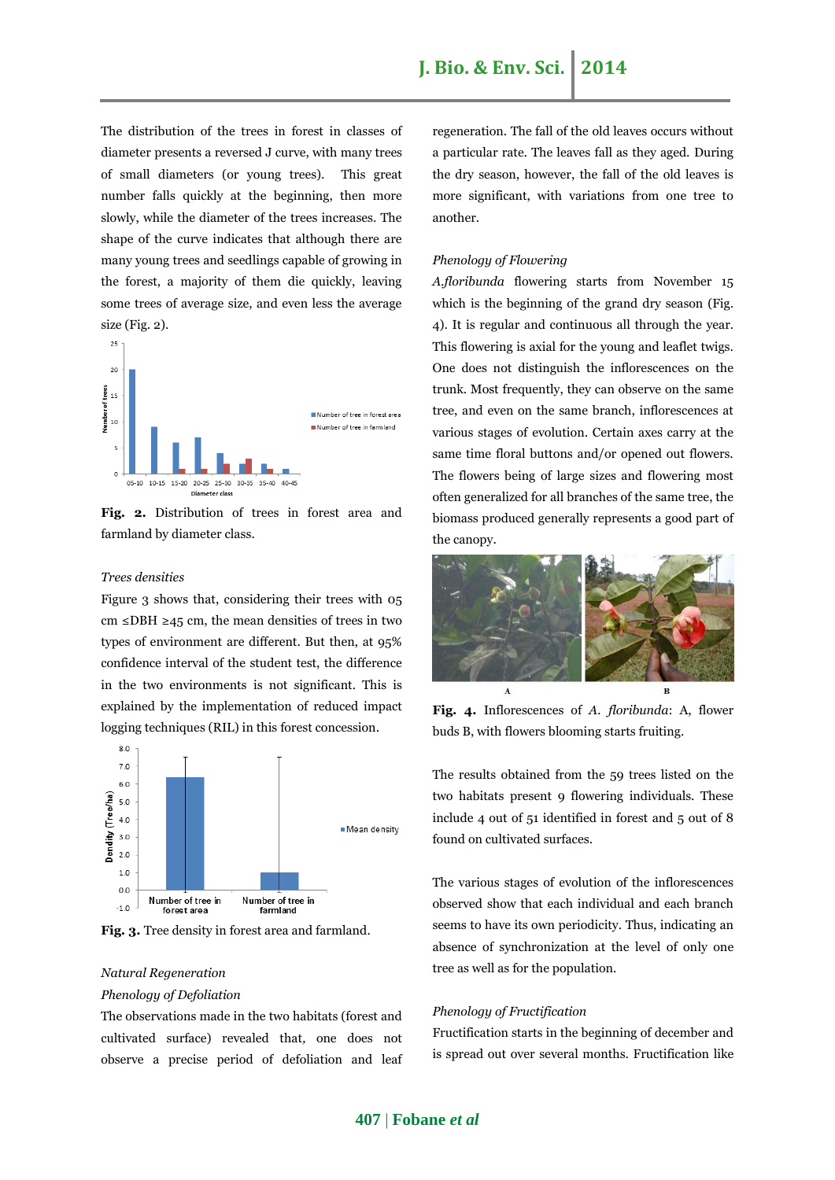The distribution of the trees in forest in classes of diameter presents a reversed J curve, with many trees of small diameters (or young trees). This great number falls quickly at the beginning, then more slowly, while the diameter of the trees increases. The shape of the curve indicates that although there are many young trees and seedlings capable of growing in the forest, a majority of them die quickly, leaving some trees of average size, and even less the average size (Fig. 2).

**Fig. 2.** Distribution of trees in forest area and farmland by diameter class.

*Trees densities*

Figure 3 shows that, considering their trees with 05 cm ≤DBH ≥45 cm, the mean densities of trees in two types of environment are different. But then, at 95% confidence interval of the student test, the difference in the two environments is not significant. This is explained by the implementation of reduced impact logging techniques (RIL) in this forest concession.

**Fig. 3.** Tree density in forest area and farmland.

*Natural Regeneration*

*Phenology of Defoliation*

The observations made in the two habitats (forest and cultivated surface) revealed that, one does not observe a precise period of defoliation and leaf regeneration. The fall of the old leaves occurs without a particular rate. The leaves fall as they aged. During the dry season, however, the fall of the old leaves is more significant, with variations from one tree to another.

*Phenology of Flowering*

*A.floribunda* flowering starts from November 15 which is the beginning of the grand dry season (Fig. 4). It is regular and continuous all through the year. This flowering is axial for the young and leaflet twigs. One does not distinguish the inflorescences on the trunk. Most frequently, they can observe on the same tree, and even on the same branch, inflorescences at various stages of evolution. Certain axes carry at the same time floral buttons and/or opened out flowers. The flowers being of large sizes and flowering most often generalized for all branches of the same tree, the biomass produced generally represents a good part of the canopy.

**Fig. 4.** Inflorescences of *A. floribunda*: A, flower buds B, with flowers blooming starts fruiting.

The results obtained from the 59 trees listed on the two habitats present 9 flowering individuals. These include 4 out of 51 identified in forest and 5 out of 8 found on cultivated surfaces.

The various stages of evolution of the inflorescences observed show that each individual and each branch seems to have its own periodicity. Thus, indicating an absence of synchronization at the level of only one tree as well as for the population.

*Phenology of Fructification*

Fructification starts in the beginning of december and is spread out over several months. Fructification like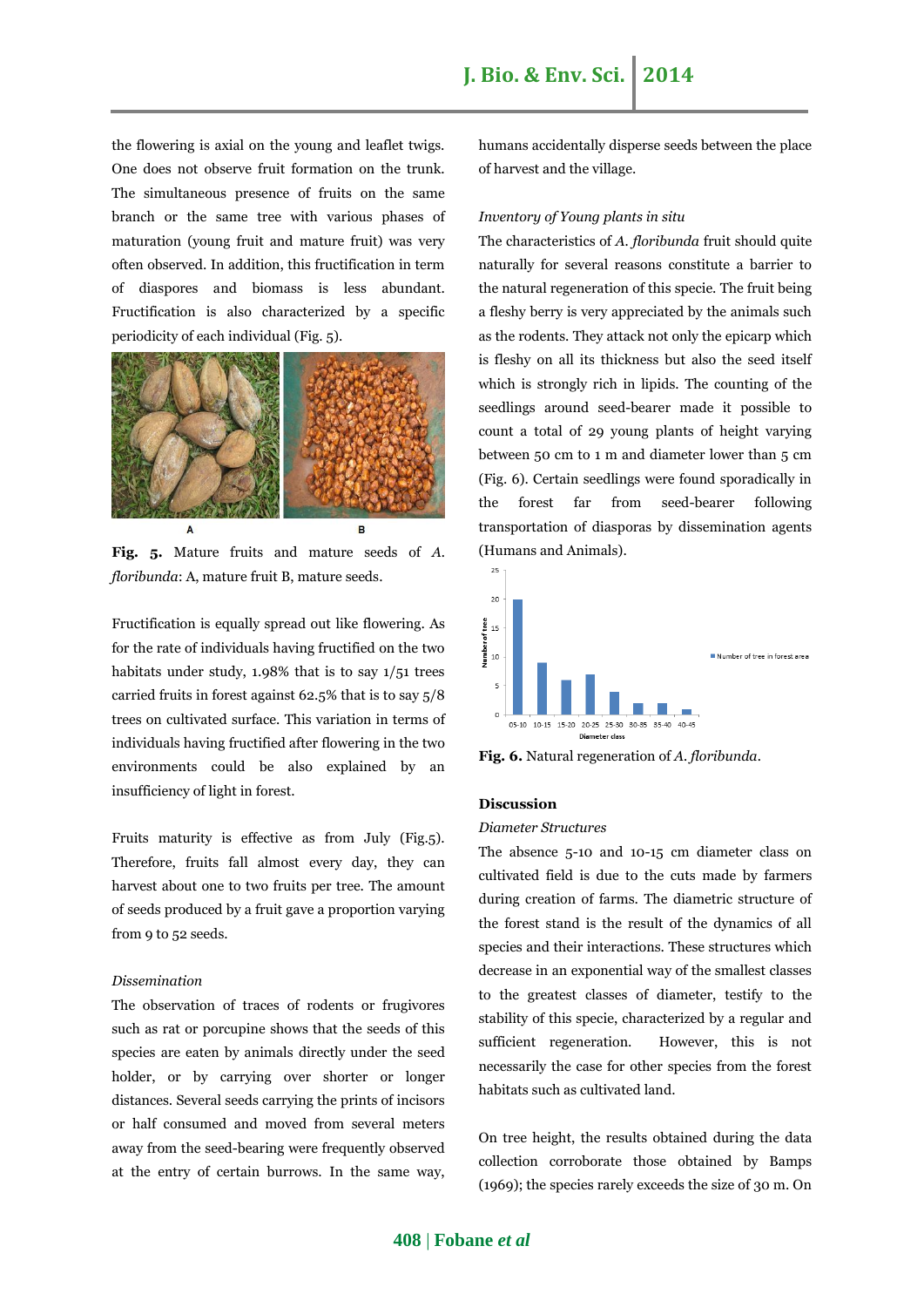the flowering is axial on the young and leaflet twigs. One does not observe fruit formation on the trunk. The simultaneous presence of fruits on the same branch or the same tree with various phases of maturation (young fruit and mature fruit) was very often observed. In addition, this fructification in term of diaspores and biomass is less abundant. Fructification is also characterized by a specific periodicity of each individual (Fig. 5).

**Fig. 5.** Mature fruits and mature seeds of *A. floribunda*: A, mature fruit B, mature seeds.

Fructification is equally spread out like flowering. As for the rate of individuals having fructified on the two habitats under study, 1.98% that is to say 1/51 trees carried fruits in forest against 62.5% that is to say 5/8 trees on cultivated surface. This variation in terms of individuals having fructified after flowering in the two environments could be also explained by an insufficiency of light in forest.

Fruits maturity is effective as from July (Fig.5). Therefore, fruits fall almost every day, they can harvest about one to two fruits per tree. The amount of seeds produced by a fruit gave a proportion varying from 9 to 52 seeds.

*Dissemination*

The observation of traces of rodents or frugivores such as rat or porcupine shows that the seeds of this species are eaten by animals directly under the seed holder, or by carrying over shorter or longer distances. Several seeds carrying the prints of incisors or half consumed and moved from several meters away from the seed-bearing were frequently observed at the entry of certain burrows. In the same way, humans accidentally disperse seeds between the place of harvest and the village.

*Inventory of Young plants in situ*

The characteristics of *A. floribunda* fruit should quite naturally for several reasons constitute a barrier to the natural regeneration of this specie. The fruit being a fleshy berry is very appreciated by the animals such as the rodents. They attack not only the epicarp which is fleshy on all its thickness but also the seed itself which is strongly rich in lipids. The counting of the seedlings around seed-bearer made it possible to count a total of 29 young plants of height varying between 50 cm to 1 m and diameter lower than 5 cm (Fig. 6). Certain seedlings were found sporadically in the forest far from seed-bearer following transportation of diasporas by dissemination agents (Humans and Animals).

**Fig. 6.** Natural regeneration of *A. floribunda*.

## Discussion

*Diameter Structures*

The absence 5-10 and 10-15 cm diameter class on cultivated field is due to the cuts made by farmers during creation of farms. The diametric structure of the forest stand is the result of the dynamics of all species and their interactions. These structures which decrease in an exponential way of the smallest classes to the greatest classes of diameter, testify to the stability of this specie, characterized by a regular and sufficient regeneration. However, this is not necessarily the case for other species from the forest habitats such as cultivated land.

On tree height, the results obtained during the data collection corroborate those obtained by Bamps (1969); the species rarely exceeds the size of 30 m. On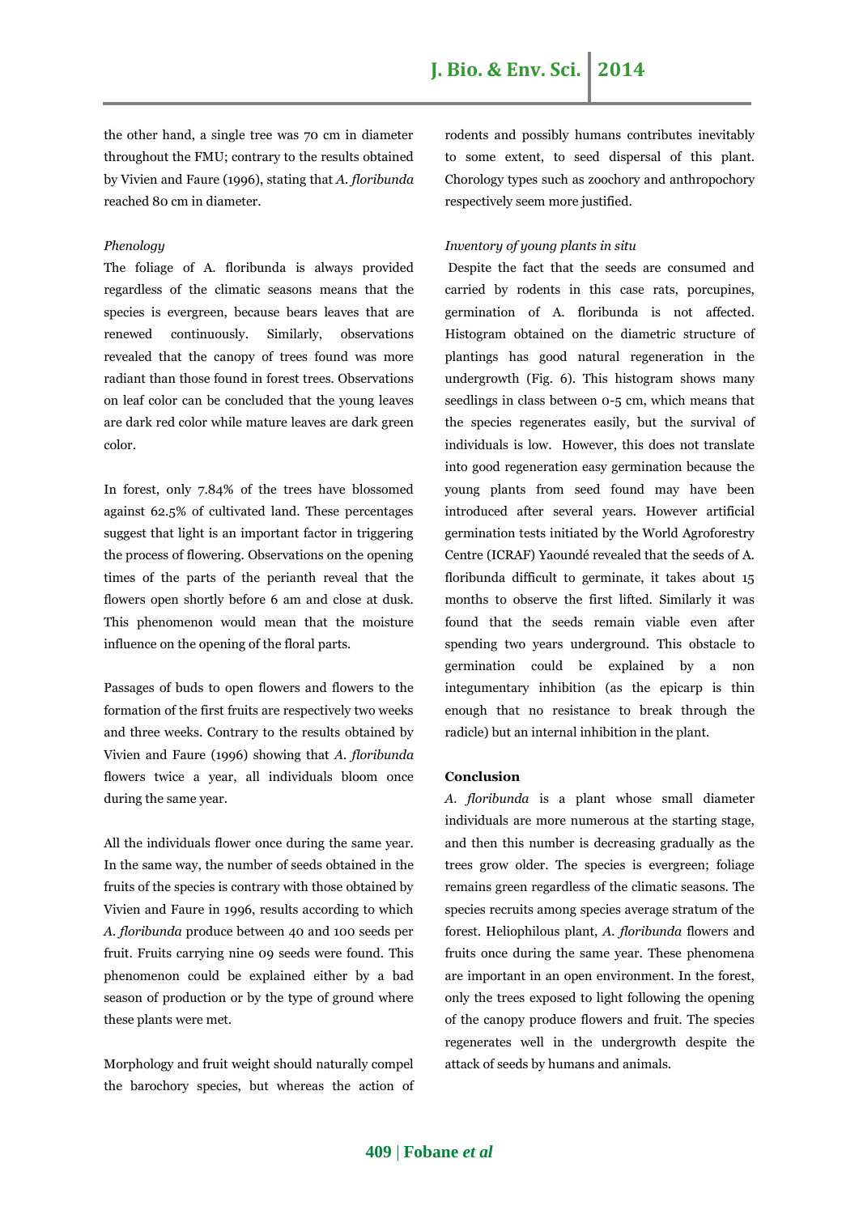the other hand, a single tree was 70 cm in diameter throughout the FMU; contrary to the results obtained by Vivien and Faure (1996), stating that *A. floribunda* reached 80 cm in diameter.

*Phenology*

The foliage of A. floribunda is always provided regardless of the climatic seasons means that the species is evergreen, because bears leaves that are renewed continuously. Similarly, observations revealed that the canopy of trees found was more radiant than those found in forest trees. Observations on leaf color can be concluded that the young leaves are dark red color while mature leaves are dark green color.

In forest, only 7.84% of the trees have blossomed against 62.5% of cultivated land. These percentages suggest that light is an important factor in triggering the process of flowering. Observations on the opening times of the parts of the perianth reveal that the flowers open shortly before 6 am and close at dusk. This phenomenon would mean that the moisture influence on the opening of the floral parts.

Passages of buds to open flowers and flowers to the formation of the first fruits are respectively two weeks and three weeks. Contrary to the results obtained by Vivien and Faure (1996) showing that *A. floribunda* flowers twice a year, all individuals bloom once during the same year.

All the individuals flower once during the same year. In the same way, the number of seeds obtained in the fruits of the species is contrary with those obtained by Vivien and Faure in 1996, results according to which *A. floribunda* produce between 40 and 100 seeds per fruit. Fruits carrying nine 09 seeds were found. This phenomenon could be explained either by a bad season of production or by the type of ground where these plants were met.

Morphology and fruit weight should naturally compel the barochory species, but whereas the action of rodents and possibly humans contributes inevitably to some extent, to seed dispersal of this plant. Chorology types such as zoochory and anthropochory respectively seem more justified.

*Inventory of young plants in situ*

Despite the fact that the seeds are consumed and carried by rodents in this case rats, porcupines, germination of A. floribunda is not affected. Histogram obtained on the diametric structure of plantings has good natural regeneration in the undergrowth (Fig. 6). This histogram shows many seedlings in class between 0-5 cm, which means that the species regenerates easily, but the survival of individuals is low. However, this does not translate into good regeneration easy germination because the young plants from seed found may have been introduced after several years. However artificial germination tests initiated by the World Agroforestry Centre (ICRAF) Yaoundé revealed that the seeds of A. floribunda difficult to germinate, it takes about 15 months to observe the first lifted. Similarly it was found that the seeds remain viable even after spending two years underground. This obstacle to germination could be explained by a non integumentary inhibition (as the epicarp is thin enough that no resistance to break through the radicle) but an internal inhibition in the plant.

**Conclusion**

*A. floribunda* is a plant whose small diameter individuals are more numerous at the starting stage, and then this number is decreasing gradually as the trees grow older. The species is evergreen; foliage remains green regardless of the climatic seasons. The species recruits among species average stratum of the forest. Heliophilous plant, *A. floribunda* flowers and fruits once during the same year. These phenomena are important in an open environment. In the forest, only the trees exposed to light following the opening of the canopy produce flowers and fruit. The species regenerates well in the undergrowth despite the attack of seeds by humans and animals.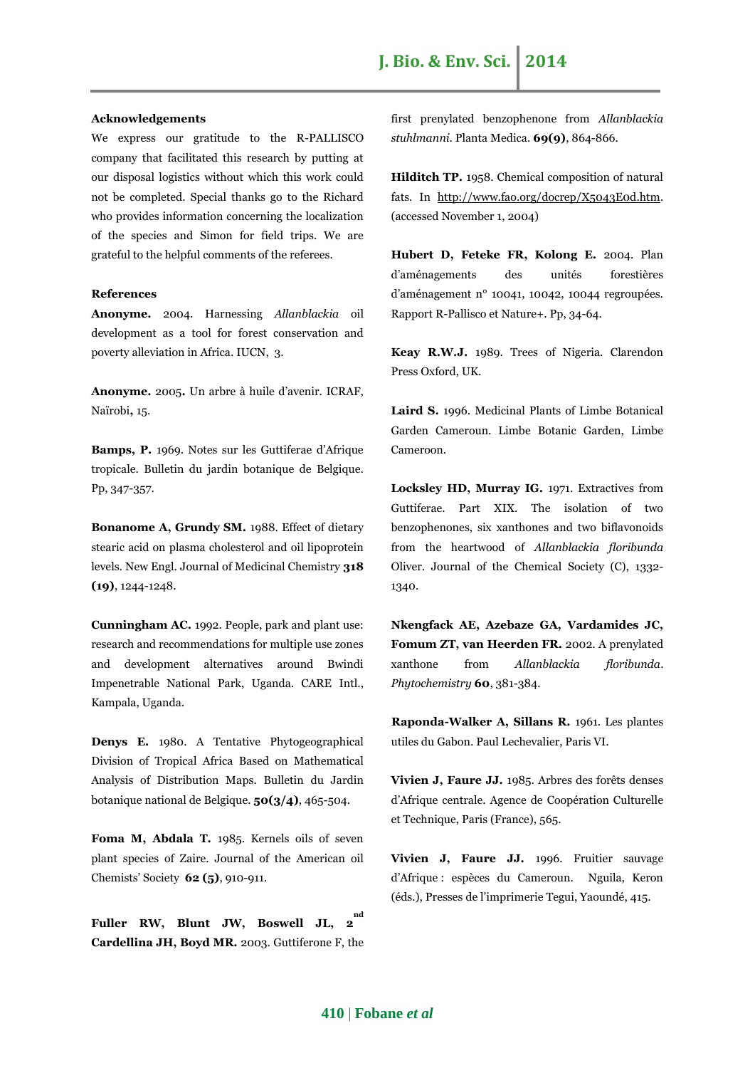### Acknowledgements

We express our gratitude to the R-PALLISCO company that facilitated this research by putting at our disposal logistics without which this work could not be completed. Special thanks go to the Richard who provides information concerning the localization of the species and Simon for field trips. We are grateful to the helpful comments of the referees.

### References

**Anonyme.** 2004. Harnessing *Allanblackia* oil development as a tool for forest conservation and poverty alleviation in Africa. IUCN, 3.

**Anonyme.** 2005**.** Un arbre à huile d'avenir. ICRAF, Naïrobi**,** 15.

**Bamps, P.** 1969. Notes sur les Guttiferae d'Afrique tropicale. Bulletin du jardin botanique de Belgique. Pp, 347-357.

**Bonanome A, Grundy SM.** 1988. Effect of dietary stearic acid on plasma cholesterol and oil lipoprotein levels. New Engl. Journal of Medicinal Chemistry **318 (19)**, 1244-1248.

**Cunningham AC.** 1992. People, park and plant use: research and recommendations for multiple use zones and development alternatives around Bwindi Impenetrable National Park, Uganda. CARE Intl., Kampala, Uganda.

**Denys E.** 1980. A Tentative Phytogeographical Division of Tropical Africa Based on Mathematical Analysis of Distribution Maps. Bulletin du Jardin botanique national de Belgique. **50(3/4)**, 465-504.

**Foma M, Abdala T.** 1985. Kernels oils of seven plant species of Zaire. Journal of the American oil Chemists' Society **62 (5)**, 910-911.

**Fuller RW, Blunt JW, Boswell JL, 2nd Cardellina JH, Boyd MR.** 2003. Guttiferone F, the first prenylated benzophenone from *Allanblackia stuhlmanni*. Planta Medica. **69(9)**, 864-866.

**Hilditch TP.** 1958. Chemical composition of natural fats. In http://www.fao.org/docrep/X5043E0d.htm. (accessed November 1, 2004)

**Hubert D, Feteke FR, Kolong E.** 2004. Plan d'aménagements des unités forestières d'aménagement n° 10041, 10042, 10044 regroupées. Rapport R-Pallisco et Nature+. Pp, 34-64.

**Keay R.W.J.** 1989. Trees of Nigeria. Clarendon Press Oxford, UK.

**Laird S.** 1996. Medicinal Plants of Limbe Botanical Garden Cameroun. Limbe Botanic Garden, Limbe Cameroon.

**Locksley HD, Murray IG.** 1971. Extractives from Guttiferae. Part XIX. The isolation of two benzophenones, six xanthones and two biflavonoids from the heartwood of *Allanblackia floribunda* Oliver. Journal of the Chemical Society (C), 1332-1340.

**Nkengfack AE, Azebaze GA, Vardamides JC, Fomum ZT, van Heerden FR.** 2002. A prenylated xanthone from *Allanblackia floribunda*. *Phytochemistry* **60**, 381-384.

**Raponda-Walker A, Sillans R.** 1961. Les plantes utiles du Gabon. Paul Lechevalier, Paris VI.

**Vivien J, Faure JJ.** 1985. Arbres des forêts denses d'Afrique centrale. Agence de Coopération Culturelle et Technique, Paris (France), 565.

**Vivien J, Faure JJ.** 1996. Fruitier sauvage d'Afrique : espèces du Cameroun. Nguila, Keron (éds.), Presses de l'imprimerie Tegui, Yaoundé, 415.